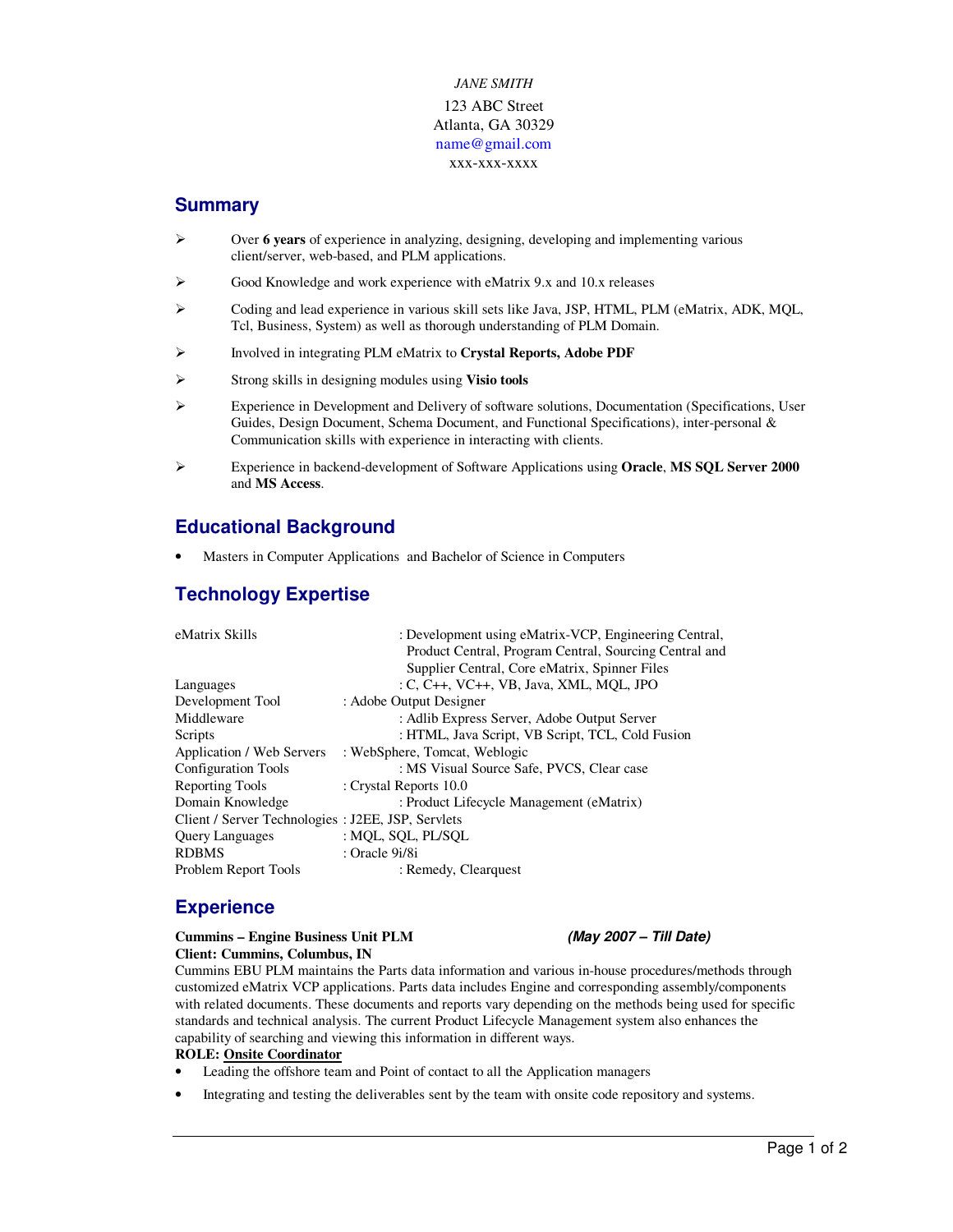*JANE SMITH*

123 ABC Street
Atlanta, GA 30329
name@gmail.com
xxx-xxx-xxxx

## Summary

- Over **6 years** of experience in analyzing, designing, developing and implementing various client/server, web-based, and PLM applications.
- Good Knowledge and work experience with eMatrix 9.x and 10.x releases
- Coding and lead experience in various skill sets like Java, JSP, HTML, PLM (eMatrix, ADK, MQL, Tcl, Business, System) as well as thorough understanding of PLM Domain.
- Involved in integrating PLM eMatrix to **Crystal Reports, Adobe PDF**
- Strong skills in designing modules using **Visio tools**
- Experience in Development and Delivery of software solutions, Documentation (Specifications, User Guides, Design Document, Schema Document, and Functional Specifications), inter-personal & Communication skills with experience in interacting with clients.
- Experience in backend-development of Software Applications using **Oracle**, **MS SQL Server 2000** and **MS Access**.

## Educational Background

- Masters in Computer Applications and Bachelor of Science in Computers

## Technology Expertise

| | |
|---|---|
| eMatrix Skills | : Development using eMatrix-VCP, Engineering Central, Product Central, Program Central, Sourcing Central and Supplier Central, Core eMatrix, Spinner Files |
| Languages | : C, C++, VC++, VB, Java, XML, MQL, JPO |
| Development Tool | : Adobe Output Designer |
| Middleware | : Adlib Express Server, Adobe Output Server |
| Scripts | : HTML, Java Script, VB Script, TCL, Cold Fusion |
| Application / Web Servers | : WebSphere, Tomcat, Weblogic |
| Configuration Tools | : MS Visual Source Safe, PVCS, Clear case |
| Reporting Tools | : Crystal Reports 10.0 |
| Domain Knowledge | : Product Lifecycle Management (eMatrix) |
| Client / Server Technologies | : J2EE, JSP, Servlets |
| Query Languages | : MQL, SQL, PL/SQL |
| RDBMS | : Oracle 9i/8i |
| Problem Report Tools | : Remedy, Clearquest |

## Experience

**Cummins – Engine Business Unit PLM** ***(May 2007 – Till Date)***
**Client: Cummins, Columbus, IN**

Cummins EBU PLM maintains the Parts data information and various in-house procedures/methods through customized eMatrix VCP applications. Parts data includes Engine and corresponding assembly/components with related documents. These documents and reports vary depending on the methods being used for specific standards and technical analysis. The current Product Lifecycle Management system also enhances the capability of searching and viewing this information in different ways.

**ROLE: Onsite Coordinator**

- Leading the offshore team and Point of contact to all the Application managers
- Integrating and testing the deliverables sent by the team with onsite code repository and systems.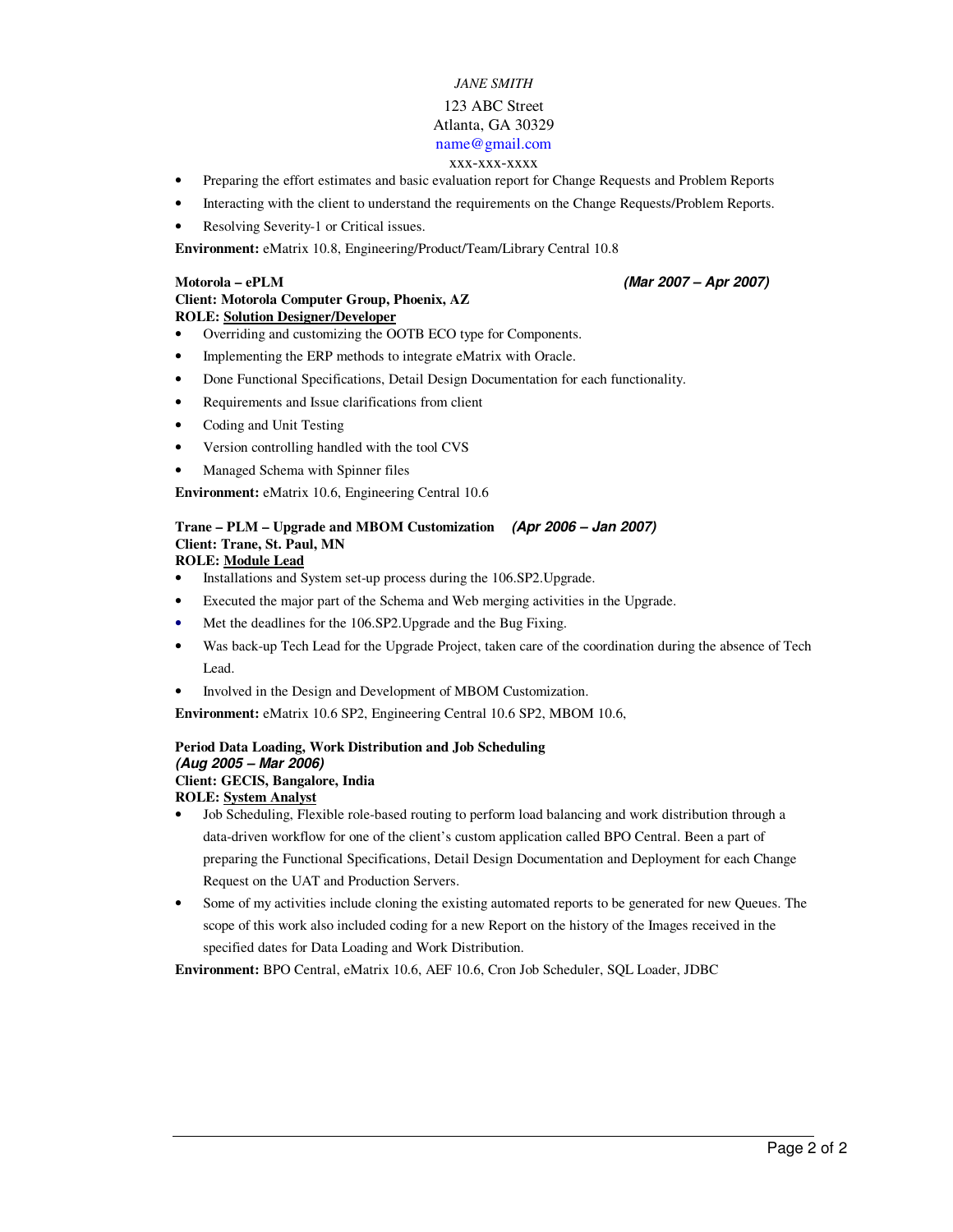*JANE SMITH*

123 ABC Street
Atlanta, GA 30329
name@gmail.com
xxx-xxx-xxxx

- Preparing the effort estimates and basic evaluation report for Change Requests and Problem Reports
- Interacting with the client to understand the requirements on the Change Requests/Problem Reports.
- Resolving Severity-1 or Critical issues.

**Environment:** eMatrix 10.8, Engineering/Product/Team/Library Central 10.8

**Motorola – ePLM** ***(Mar 2007 – Apr 2007)***
**Client: Motorola Computer Group, Phoenix, AZ**
**ROLE: Solution Designer/Developer**

- Overriding and customizing the OOTB ECO type for Components.
- Implementing the ERP methods to integrate eMatrix with Oracle.
- Done Functional Specifications, Detail Design Documentation for each functionality.
- Requirements and Issue clarifications from client
- Coding and Unit Testing
- Version controlling handled with the tool CVS
- Managed Schema with Spinner files

**Environment:** eMatrix 10.6, Engineering Central 10.6

**Trane – PLM – Upgrade and MBOM Customization** ***(Apr 2006 – Jan 2007)***
**Client: Trane, St. Paul, MN**
**ROLE: Module Lead**

- Installations and System set-up process during the 106.SP2.Upgrade.
- Executed the major part of the Schema and Web merging activities in the Upgrade.
- Met the deadlines for the 106.SP2.Upgrade and the Bug Fixing.
- Was back-up Tech Lead for the Upgrade Project, taken care of the coordination during the absence of Tech Lead.
- Involved in the Design and Development of MBOM Customization.

**Environment:** eMatrix 10.6 SP2, Engineering Central 10.6 SP2, MBOM 10.6,

**Period Data Loading, Work Distribution and Job Scheduling**
***(Aug 2005 – Mar 2006)***
**Client: GECIS, Bangalore, India**
**ROLE: System Analyst**

- Job Scheduling, Flexible role-based routing to perform load balancing and work distribution through a data-driven workflow for one of the client's custom application called BPO Central. Been a part of preparing the Functional Specifications, Detail Design Documentation and Deployment for each Change Request on the UAT and Production Servers.
- Some of my activities include cloning the existing automated reports to be generated for new Queues. The scope of this work also included coding for a new Report on the history of the Images received in the specified dates for Data Loading and Work Distribution.

**Environment:** BPO Central, eMatrix 10.6, AEF 10.6, Cron Job Scheduler, SQL Loader, JDBC